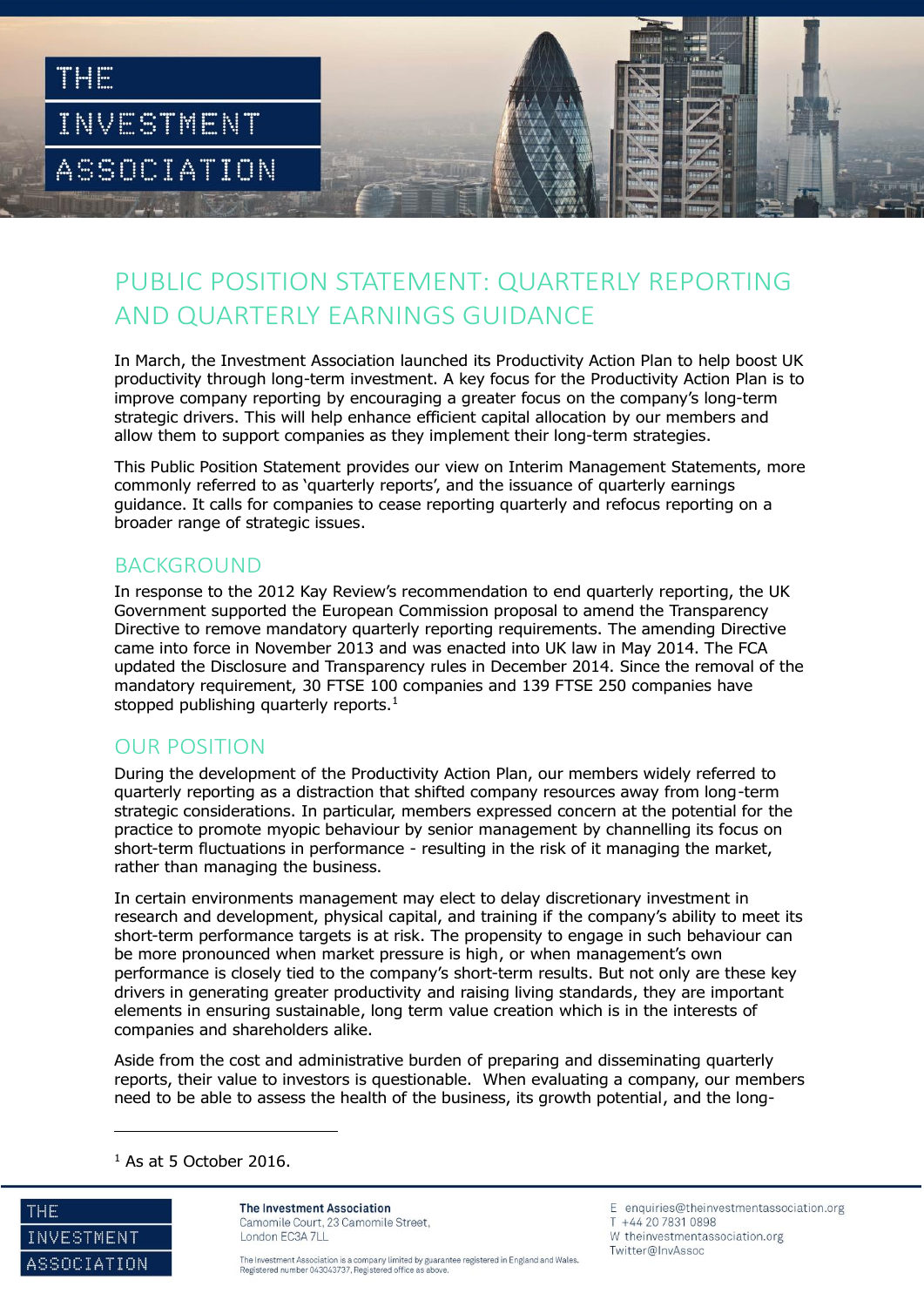# PUBLIC POSITION STATEMENT: QUARTERLY REPORTING AND QUARTERLY EARNINGS GUIDANCE

In March, the Investment Association launched its Productivity Action Plan to help boost UK productivity through long-term investment. A key focus for the Productivity Action Plan is to improve company reporting by encouraging a greater focus on the company's long-term strategic drivers. This will help enhance efficient capital allocation by our members and allow them to support companies as they implement their long-term strategies.

This Public Position Statement provides our view on Interim Management Statements, more commonly referred to as 'quarterly reports', and the issuance of quarterly earnings guidance. It calls for companies to cease reporting quarterly and refocus reporting on a broader range of strategic issues.

## BACKGROUND

In response to the 2012 Kay Review's recommendation to end quarterly reporting, the UK Government supported the European Commission proposal to amend the Transparency Directive to remove mandatory quarterly reporting requirements. The amending Directive came into force in November 2013 and was enacted into UK law in May 2014. The FCA updated the Disclosure and Transparency rules in December 2014. Since the removal of the mandatory requirement, 30 FTSE 100 companies and 139 FTSE 250 companies have stopped publishing quarterly reports.[1]

## OUR POSITION

During the development of the Productivity Action Plan, our members widely referred to quarterly reporting as a distraction that shifted company resources away from long-term strategic considerations. In particular, members expressed concern at the potential for the practice to promote myopic behaviour by senior management by channelling its focus on short-term fluctuations in performance - resulting in the risk of it managing the market, rather than managing the business.

In certain environments management may elect to delay discretionary investment in research and development, physical capital, and training if the company's ability to meet its short-term performance targets is at risk. The propensity to engage in such behaviour can be more pronounced when market pressure is high, or when management's own performance is closely tied to the company's short-term results. But not only are these key drivers in generating greater productivity and raising living standards, they are important elements in ensuring sustainable, long term value creation which is in the interests of companies and shareholders alike.

Aside from the cost and administrative burden of preparing and disseminating quarterly reports, their value to investors is questionable. When evaluating a company, our members need to be able to assess the health of the business, its growth potential, and the long-

[1] As at 5 October 2016.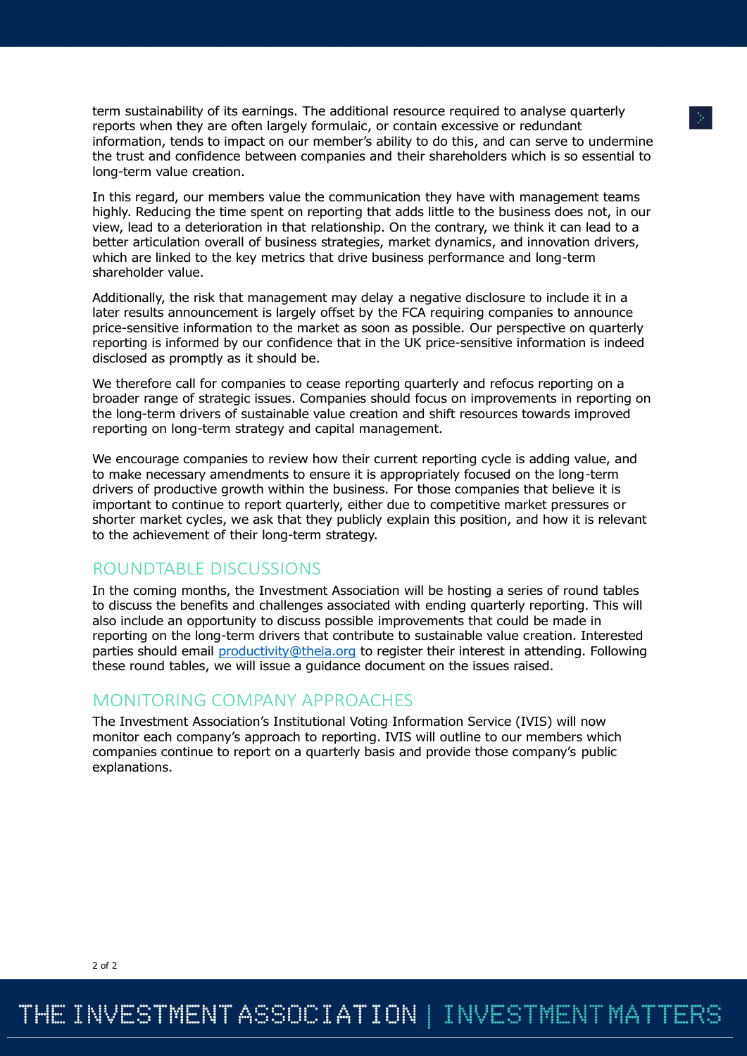term sustainability of its earnings. The additional resource required to analyse quarterly reports when they are often largely formulaic, or contain excessive or redundant information, tends to impact on our member's ability to do this, and can serve to undermine the trust and confidence between companies and their shareholders which is so essential to long-term value creation.

In this regard, our members value the communication they have with management teams highly. Reducing the time spent on reporting that adds little to the business does not, in our view, lead to a deterioration in that relationship. On the contrary, we think it can lead to a better articulation overall of business strategies, market dynamics, and innovation drivers, which are linked to the key metrics that drive business performance and long-term shareholder value.

Additionally, the risk that management may delay a negative disclosure to include it in a later results announcement is largely offset by the FCA requiring companies to announce price-sensitive information to the market as soon as possible. Our perspective on quarterly reporting is informed by our confidence that in the UK price-sensitive information is indeed disclosed as promptly as it should be.

We therefore call for companies to cease reporting quarterly and refocus reporting on a broader range of strategic issues. Companies should focus on improvements in reporting on the long-term drivers of sustainable value creation and shift resources towards improved reporting on long-term strategy and capital management.

We encourage companies to review how their current reporting cycle is adding value, and to make necessary amendments to ensure it is appropriately focused on the long-term drivers of productive growth within the business. For those companies that believe it is important to continue to report quarterly, either due to competitive market pressures or shorter market cycles, we ask that they publicly explain this position, and how it is relevant to the achievement of their long-term strategy.

## ROUNDTABLE DISCUSSIONS

In the coming months, the Investment Association will be hosting a series of round tables to discuss the benefits and challenges associated with ending quarterly reporting. This will also include an opportunity to discuss possible improvements that could be made in reporting on the long-term drivers that contribute to sustainable value creation. Interested parties should email productivity@theia.org to register their interest in attending. Following these round tables, we will issue a guidance document on the issues raised.

## MONITORING COMPANY APPROACHES

The Investment Association's Institutional Voting Information Service (IVIS) will now monitor each company's approach to reporting. IVIS will outline to our members which companies continue to report on a quarterly basis and provide those company's public explanations.